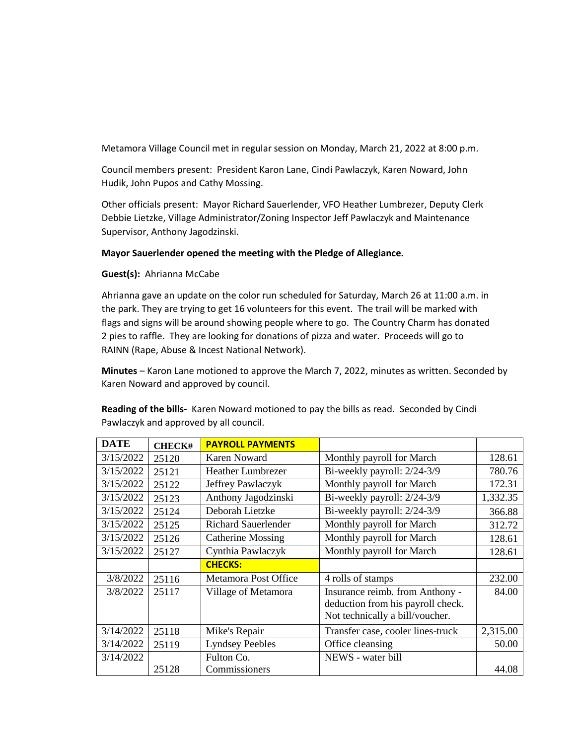Metamora Village Council met in regular session on Monday, March 21, 2022 at 8:00 p.m.

Council members present: President Karon Lane, Cindi Pawlaczyk, Karen Noward, John Hudik, John Pupos and Cathy Mossing.

Other officials present: Mayor Richard Sauerlender, VFO Heather Lumbrezer, Deputy Clerk Debbie Lietzke, Village Administrator/Zoning Inspector Jeff Pawlaczyk and Maintenance Supervisor, Anthony Jagodzinski.

**Mayor Sauerlender opened the meeting with the Pledge of Allegiance.**

**Guest(s):** Ahrianna McCabe

Ahrianna gave an update on the color run scheduled for Saturday, March 26 at 11:00 a.m. in the park. They are trying to get 16 volunteers for this event. The trail will be marked with flags and signs will be around showing people where to go. The Country Charm has donated 2 pies to raffle. They are looking for donations of pizza and water. Proceeds will go to RAINN (Rape, Abuse & Incest National Network).

**Minutes** – Karon Lane motioned to approve the March 7, 2022, minutes as written. Seconded by Karen Noward and approved by council.

**Reading of the bills-** Karen Noward motioned to pay the bills as read. Seconded by Cindi Pawlaczyk and approved by all council.

| DATE | CHECK# | PAYROLL PAYMENTS | | |
|---|---|---|---|---|
| 3/15/2022 | 25120 | Karen Noward | Monthly payroll for March | 128.61 |
| 3/15/2022 | 25121 | Heather Lumbrezer | Bi-weekly payroll: 2/24-3/9 | 780.76 |
| 3/15/2022 | 25122 | Jeffrey Pawlaczyk | Monthly payroll for March | 172.31 |
| 3/15/2022 | 25123 | Anthony Jagodzinski | Bi-weekly payroll: 2/24-3/9 | 1,332.35 |
| 3/15/2022 | 25124 | Deborah Lietzke | Bi-weekly payroll: 2/24-3/9 | 366.88 |
| 3/15/2022 | 25125 | Richard Sauerlender | Monthly payroll for March | 312.72 |
| 3/15/2022 | 25126 | Catherine Mossing | Monthly payroll for March | 128.61 |
| 3/15/2022 | 25127 | Cynthia Pawlaczyk | Monthly payroll for March | 128.61 |
| | | CHECKS: | | |
| 3/8/2022 | 25116 | Metamora Post Office | 4 rolls of stamps | 232.00 |
| 3/8/2022 | 25117 | Village of Metamora | Insurance reimb. from Anthony - deduction from his payroll check. Not technically a bill/voucher. | 84.00 |
| 3/14/2022 | 25118 | Mike's Repair | Transfer case, cooler lines-truck | 2,315.00 |
| 3/14/2022 | 25119 | Lyndsey Peebles | Office cleansing | 50.00 |
| 3/14/2022 | 25128 | Fulton Co. Commissioners | NEWS - water bill | 44.08 |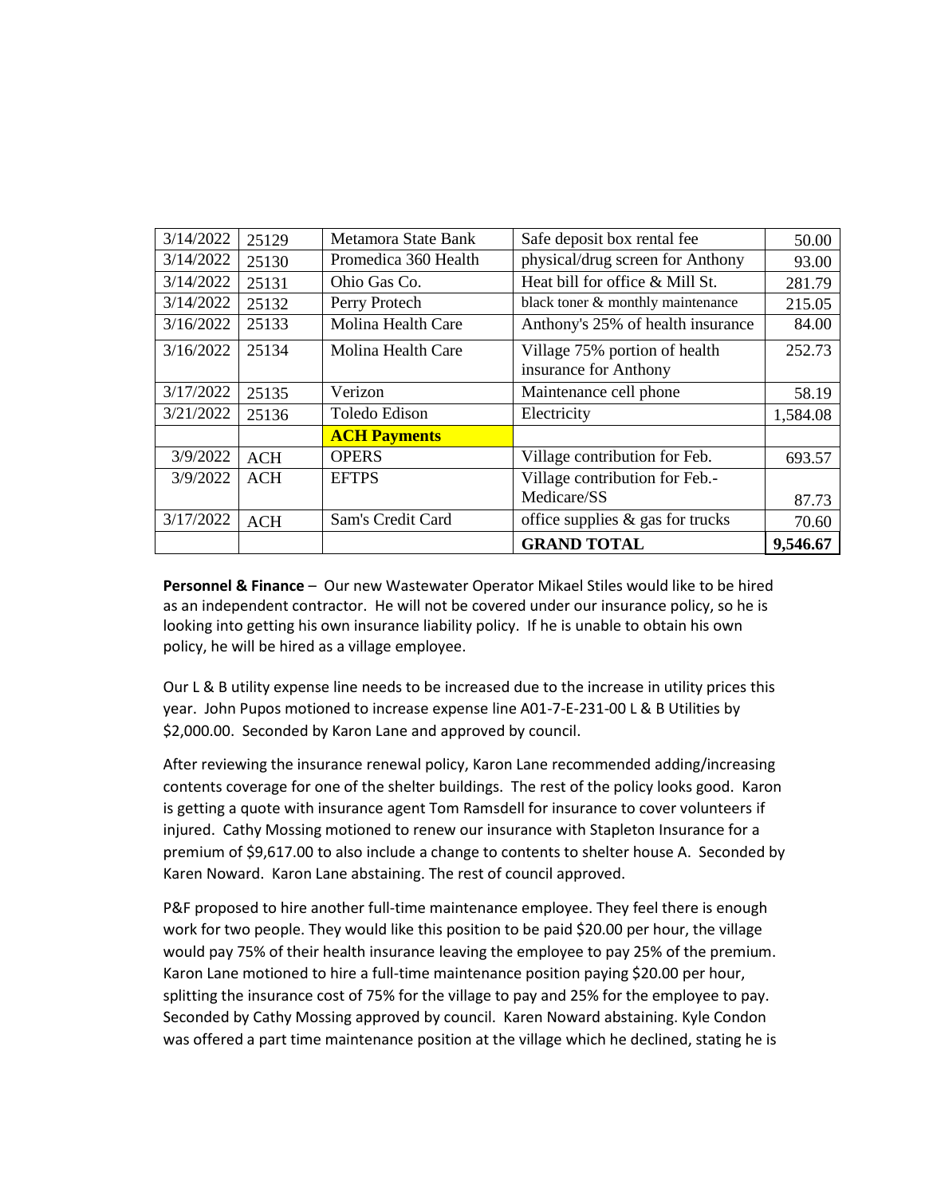| 3/14/2022 | 25129 | Metamora State Bank | Safe deposit box rental fee | 50.00 |
|---|---|---|---|---|
| 3/14/2022 | 25130 | Promedica 360 Health | physical/drug screen for Anthony | 93.00 |
| 3/14/2022 | 25131 | Ohio Gas Co. | Heat bill for office & Mill St. | 281.79 |
| 3/14/2022 | 25132 | Perry Protech | black toner & monthly maintenance | 215.05 |
| 3/16/2022 | 25133 | Molina Health Care | Anthony's 25% of health insurance | 84.00 |
| 3/16/2022 | 25134 | Molina Health Care | Village 75% portion of health insurance for Anthony | 252.73 |
| 3/17/2022 | 25135 | Verizon | Maintenance cell phone | 58.19 |
| 3/21/2022 | 25136 | Toledo Edison | Electricity | 1,584.08 |
| | | **ACH Payments** | | |
| 3/9/2022 | ACH | OPERS | Village contribution for Feb. | 693.57 |
| 3/9/2022 | ACH | EFTPS | Village contribution for Feb.- Medicare/SS | 87.73 |
| 3/17/2022 | ACH | Sam's Credit Card | office supplies & gas for trucks | 70.60 |
| | | | **GRAND TOTAL** | **9,546.67** |

**Personnel & Finance** – Our new Wastewater Operator Mikael Stiles would like to be hired as an independent contractor. He will not be covered under our insurance policy, so he is looking into getting his own insurance liability policy. If he is unable to obtain his own policy, he will be hired as a village employee.

Our L & B utility expense line needs to be increased due to the increase in utility prices this year. John Pupos motioned to increase expense line A01-7-E-231-00 L & B Utilities by $2,000.00. Seconded by Karon Lane and approved by council.

After reviewing the insurance renewal policy, Karon Lane recommended adding/increasing contents coverage for one of the shelter buildings. The rest of the policy looks good. Karon is getting a quote with insurance agent Tom Ramsdell for insurance to cover volunteers if injured. Cathy Mossing motioned to renew our insurance with Stapleton Insurance for a premium of $9,617.00 to also include a change to contents to shelter house A. Seconded by Karen Noward. Karon Lane abstaining. The rest of council approved.

P&F proposed to hire another full-time maintenance employee. They feel there is enough work for two people. They would like this position to be paid $20.00 per hour, the village would pay 75% of their health insurance leaving the employee to pay 25% of the premium. Karon Lane motioned to hire a full-time maintenance position paying $20.00 per hour, splitting the insurance cost of 75% for the village to pay and 25% for the employee to pay. Seconded by Cathy Mossing approved by council. Karen Noward abstaining. Kyle Condon was offered a part time maintenance position at the village which he declined, stating he is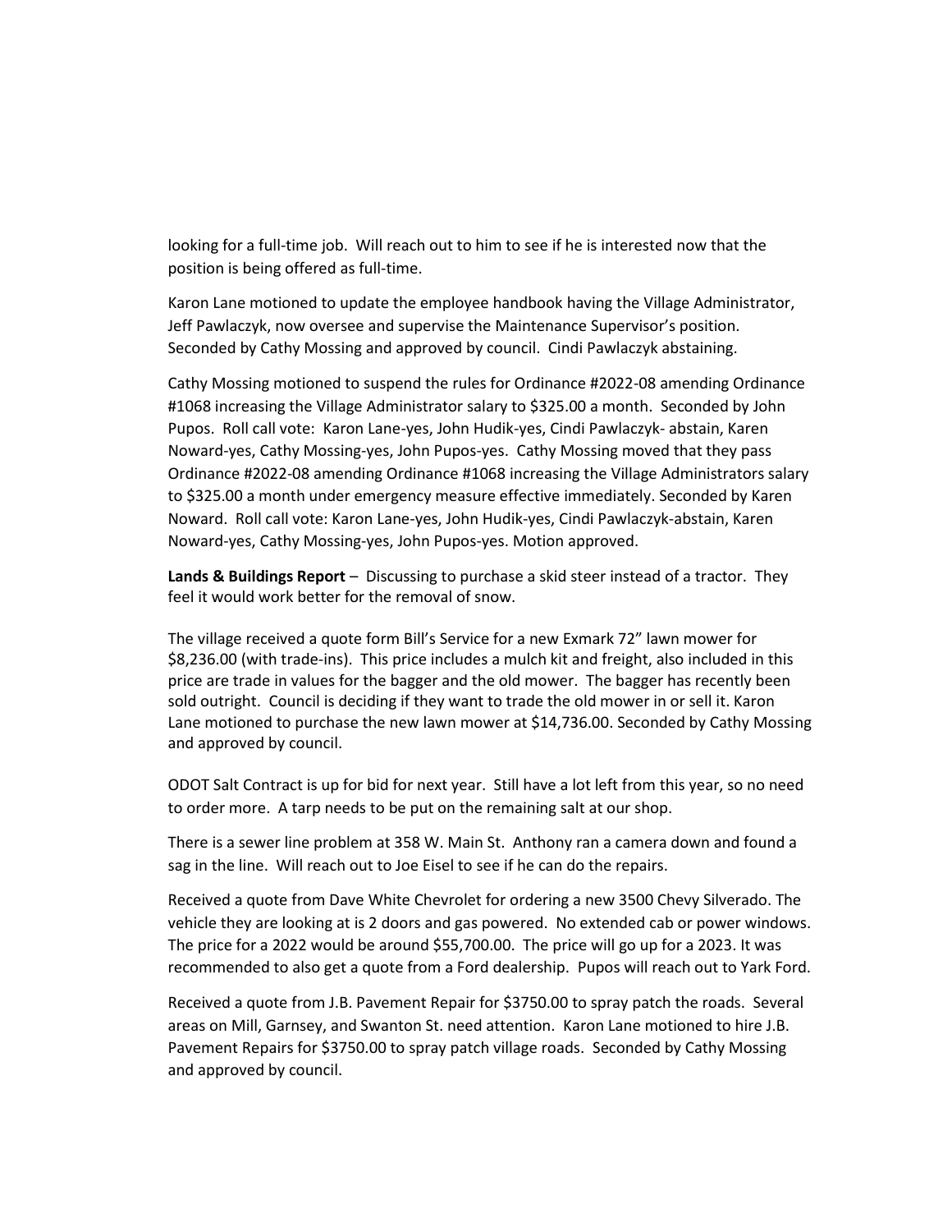looking for a full-time job. Will reach out to him to see if he is interested now that the position is being offered as full-time.

Karon Lane motioned to update the employee handbook having the Village Administrator, Jeff Pawlaczyk, now oversee and supervise the Maintenance Supervisor's position. Seconded by Cathy Mossing and approved by council. Cindi Pawlaczyk abstaining.

Cathy Mossing motioned to suspend the rules for Ordinance #2022-08 amending Ordinance #1068 increasing the Village Administrator salary to $325.00 a month. Seconded by John Pupos. Roll call vote: Karon Lane-yes, John Hudik-yes, Cindi Pawlaczyk- abstain, Karen Noward-yes, Cathy Mossing-yes, John Pupos-yes. Cathy Mossing moved that they pass Ordinance #2022-08 amending Ordinance #1068 increasing the Village Administrators salary to $325.00 a month under emergency measure effective immediately. Seconded by Karen Noward. Roll call vote: Karon Lane-yes, John Hudik-yes, Cindi Pawlaczyk-abstain, Karen Noward-yes, Cathy Mossing-yes, John Pupos-yes. Motion approved.

**Lands & Buildings Report** – Discussing to purchase a skid steer instead of a tractor. They feel it would work better for the removal of snow.

The village received a quote form Bill's Service for a new Exmark 72" lawn mower for $8,236.00 (with trade-ins). This price includes a mulch kit and freight, also included in this price are trade in values for the bagger and the old mower. The bagger has recently been sold outright. Council is deciding if they want to trade the old mower in or sell it. Karon Lane motioned to purchase the new lawn mower at $14,736.00. Seconded by Cathy Mossing and approved by council.

ODOT Salt Contract is up for bid for next year. Still have a lot left from this year, so no need to order more. A tarp needs to be put on the remaining salt at our shop.

There is a sewer line problem at 358 W. Main St. Anthony ran a camera down and found a sag in the line. Will reach out to Joe Eisel to see if he can do the repairs.

Received a quote from Dave White Chevrolet for ordering a new 3500 Chevy Silverado. The vehicle they are looking at is 2 doors and gas powered. No extended cab or power windows. The price for a 2022 would be around $55,700.00. The price will go up for a 2023. It was recommended to also get a quote from a Ford dealership. Pupos will reach out to Yark Ford.

Received a quote from J.B. Pavement Repair for $3750.00 to spray patch the roads. Several areas on Mill, Garnsey, and Swanton St. need attention. Karon Lane motioned to hire J.B. Pavement Repairs for $3750.00 to spray patch village roads. Seconded by Cathy Mossing and approved by council.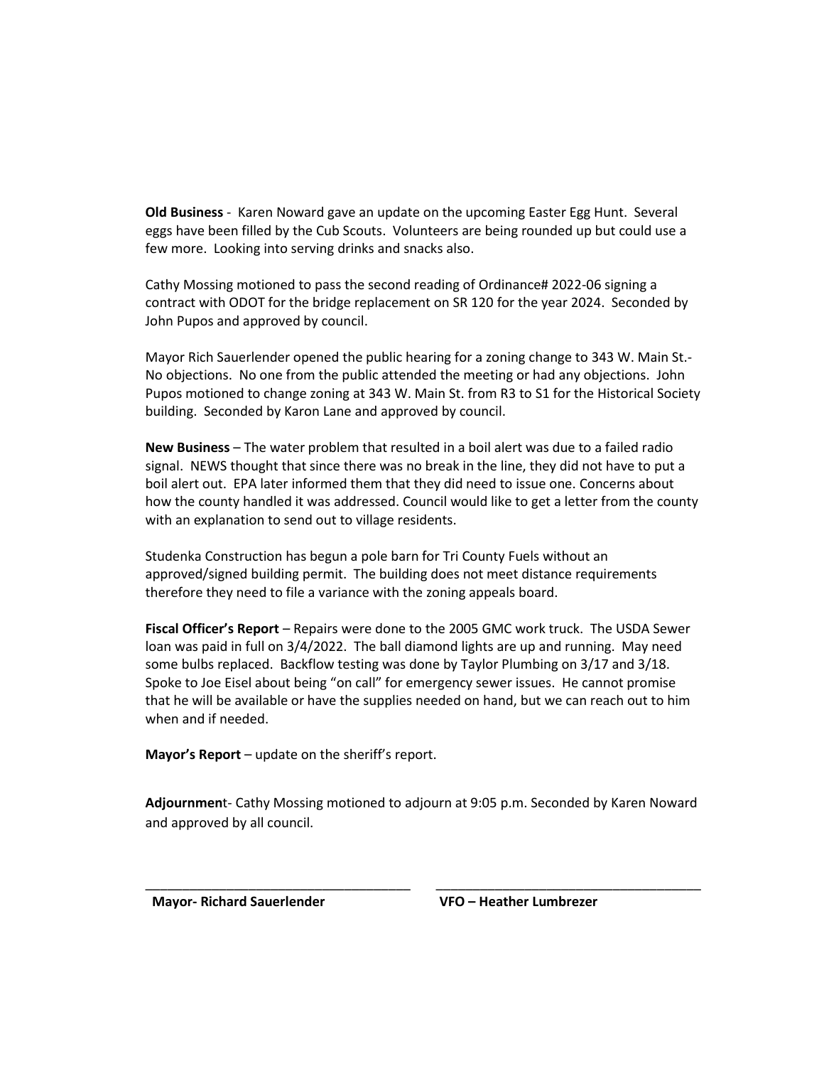**Old Business** - Karen Noward gave an update on the upcoming Easter Egg Hunt. Several eggs have been filled by the Cub Scouts. Volunteers are being rounded up but could use a few more. Looking into serving drinks and snacks also.

Cathy Mossing motioned to pass the second reading of Ordinance# 2022-06 signing a contract with ODOT for the bridge replacement on SR 120 for the year 2024. Seconded by John Pupos and approved by council.

Mayor Rich Sauerlender opened the public hearing for a zoning change to 343 W. Main St.- No objections. No one from the public attended the meeting or had any objections. John Pupos motioned to change zoning at 343 W. Main St. from R3 to S1 for the Historical Society building. Seconded by Karon Lane and approved by council.

**New Business** – The water problem that resulted in a boil alert was due to a failed radio signal. NEWS thought that since there was no break in the line, they did not have to put a boil alert out. EPA later informed them that they did need to issue one. Concerns about how the county handled it was addressed. Council would like to get a letter from the county with an explanation to send out to village residents.

Studenka Construction has begun a pole barn for Tri County Fuels without an approved/signed building permit. The building does not meet distance requirements therefore they need to file a variance with the zoning appeals board.

**Fiscal Officer's Report** – Repairs were done to the 2005 GMC work truck. The USDA Sewer loan was paid in full on 3/4/2022. The ball diamond lights are up and running. May need some bulbs replaced. Backflow testing was done by Taylor Plumbing on 3/17 and 3/18. Spoke to Joe Eisel about being "on call" for emergency sewer issues. He cannot promise that he will be available or have the supplies needed on hand, but we can reach out to him when and if needed.

**Mayor's Report** – update on the sheriff's report.

**Adjournmen**t- Cathy Mossing motioned to adjourn at 9:05 p.m. Seconded by Karen Noward and approved by all council.

_____________________________________ _____________________________________

**Mayor- Richard Sauerlender** **VFO – Heather Lumbrezer**